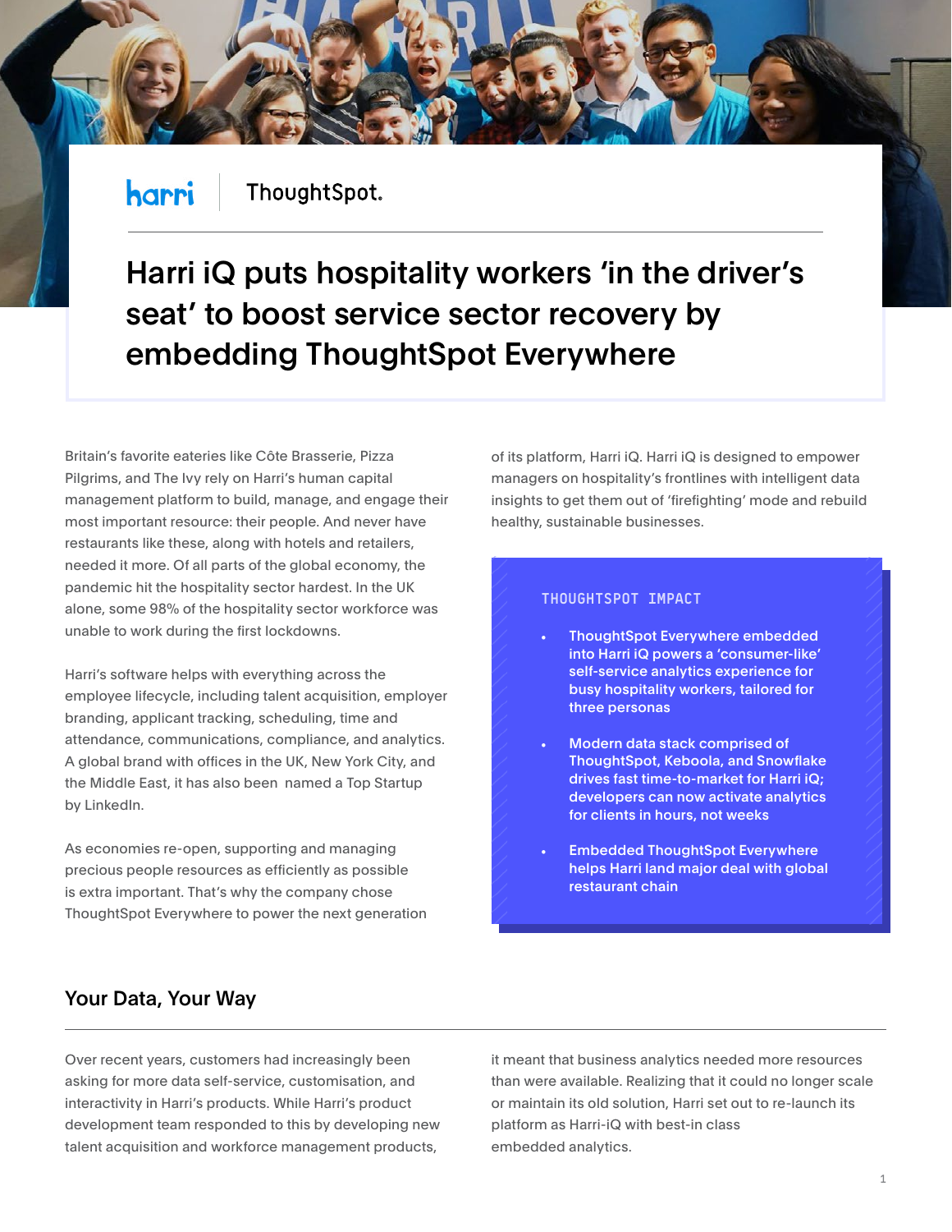harri | ThoughtSpot.

# Harri iQ puts hospitality workers 'in the driver's seat' to boost service sector recovery by embedding ThoughtSpot Everywhere

Britain's favorite eateries like Côte Brasserie, Pizza Pilgrims, and The Ivy rely on Harri's human capital management platform to build, manage, and engage their most important resource: their people. And never have restaurants like these, along with hotels and retailers, needed it more. Of all parts of the global economy, the pandemic hit the hospitality sector hardest. In the UK alone, some 98% of the hospitality sector workforce was unable to work during the first lockdowns.

Harri's software helps with everything across the employee lifecycle, including talent acquisition, employer branding, applicant tracking, scheduling, time and attendance, communications, compliance, and analytics. A global brand with offices in the UK, New York City, and the Middle East, it has also been named a Top Startup by LinkedIn.

As economies re-open, supporting and managing precious people resources as efficiently as possible is extra important. That's why the company chose ThoughtSpot Everywhere to power the next generation of its platform, Harri iQ. Harri iQ is designed to empower managers on hospitality's frontlines with intelligent data insights to get them out of 'firefighting' mode and rebuild healthy, sustainable businesses.

### THOUGHTSPOT IMPACT

- **ThoughtSpot Everywhere embedded into Harri iQ powers a 'consumer-like' self-service analytics experience for busy hospitality workers, tailored for three personas**
- **Modern data stack comprised of ThoughtSpot, Keboola, and Snowflake drives fast time-to-market for Harri iQ; developers can now activate analytics for clients in hours, not weeks**
- **Embedded ThoughtSpot Everywhere helps Harri land major deal with global restaurant chain**

## Your Data, Your Way

Over recent years, customers had increasingly been asking for more data self-service, customisation, and interactivity in Harri's products. While Harri's product development team responded to this by developing new talent acquisition and workforce management products, it meant that business analytics needed more resources than were available. Realizing that it could no longer scale or maintain its old solution, Harri set out to re-launch its platform as Harri-iQ with best-in class embedded analytics.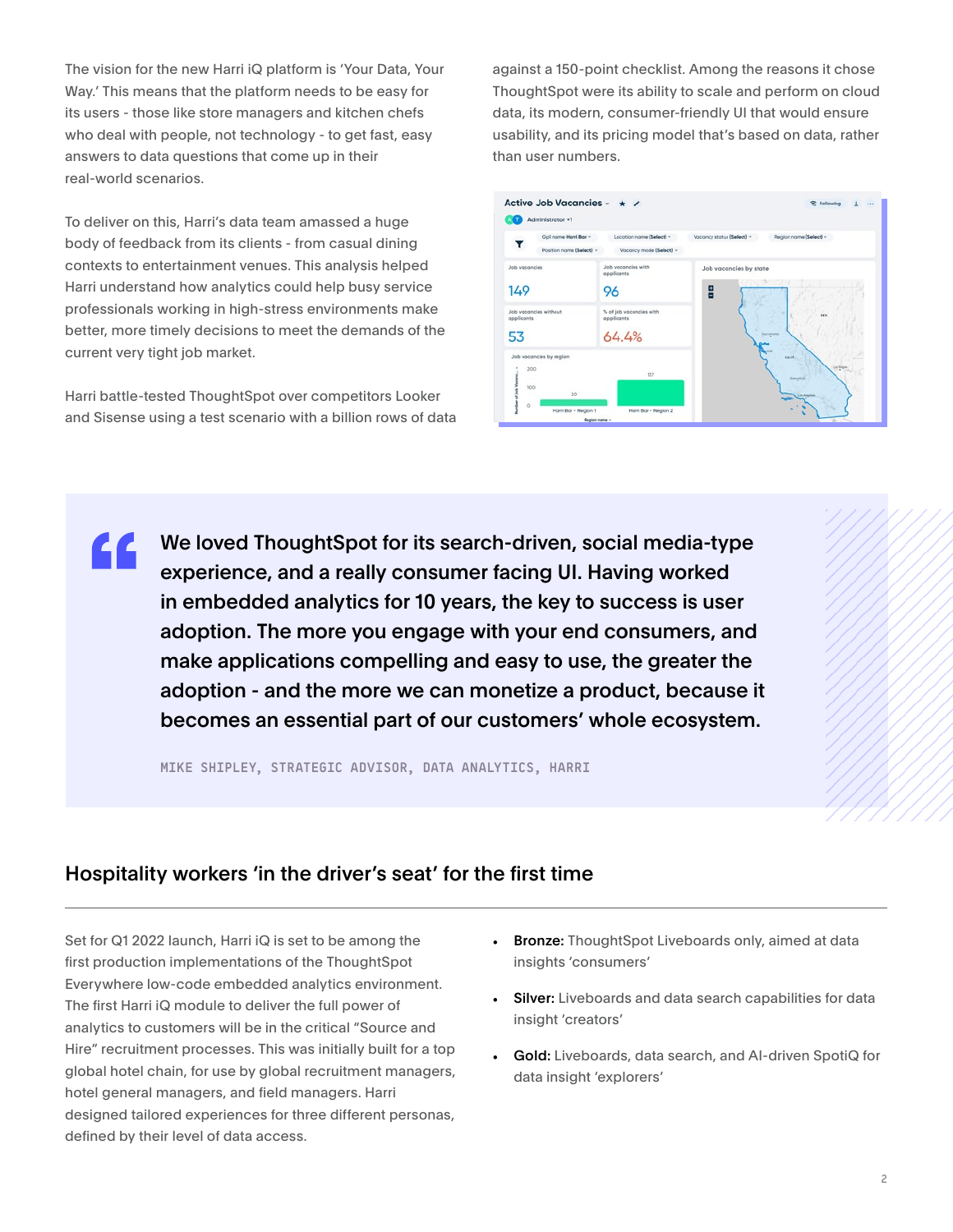The vision for the new Harri iQ platform is 'Your Data, Your Way.' This means that the platform needs to be easy for its users - those like store managers and kitchen chefs who deal with people, not technology - to get fast, easy answers to data questions that come up in their real-world scenarios.

To deliver on this, Harri's data team amassed a huge body of feedback from its clients - from casual dining contexts to entertainment venues. This analysis helped Harri understand how analytics could help busy service professionals working in high-stress environments make better, more timely decisions to meet the demands of the current very tight job market.

Harri battle-tested ThoughtSpot over competitors Looker and Sisense using a test scenario with a billion rows of data against a 150-point checklist. Among the reasons it chose ThoughtSpot were its ability to scale and perform on cloud data, its modern, consumer-friendly UI that would ensure usability, and its pricing model that's based on data, rather than user numbers.

> We loved ThoughtSpot for its search-driven, social media-type experience, and a really consumer facing UI. Having worked in embedded analytics for 10 years, the key to success is user adoption. The more you engage with your end consumers, and make applications compelling and easy to use, the greater the adoption - and the more we can monetize a product, because it becomes an essential part of our customers' whole ecosystem.
>
> MIKE SHIPLEY, STRATEGIC ADVISOR, DATA ANALYTICS, HARRI

## Hospitality workers 'in the driver's seat' for the first time

Set for Q1 2022 launch, Harri iQ is set to be among the first production implementations of the ThoughtSpot Everywhere low-code embedded analytics environment. The first Harri iQ module to deliver the full power of analytics to customers will be in the critical "Source and Hire" recruitment processes. This was initially built for a top global hotel chain, for use by global recruitment managers, hotel general managers, and field managers. Harri designed tailored experiences for three different personas, defined by their level of data access.

- **Bronze:** ThoughtSpot Liveboards only, aimed at data insights 'consumers'
- **Silver:** Liveboards and data search capabilities for data insight 'creators'
- **Gold:** Liveboards, data search, and AI-driven SpotiQ for data insight 'explorers'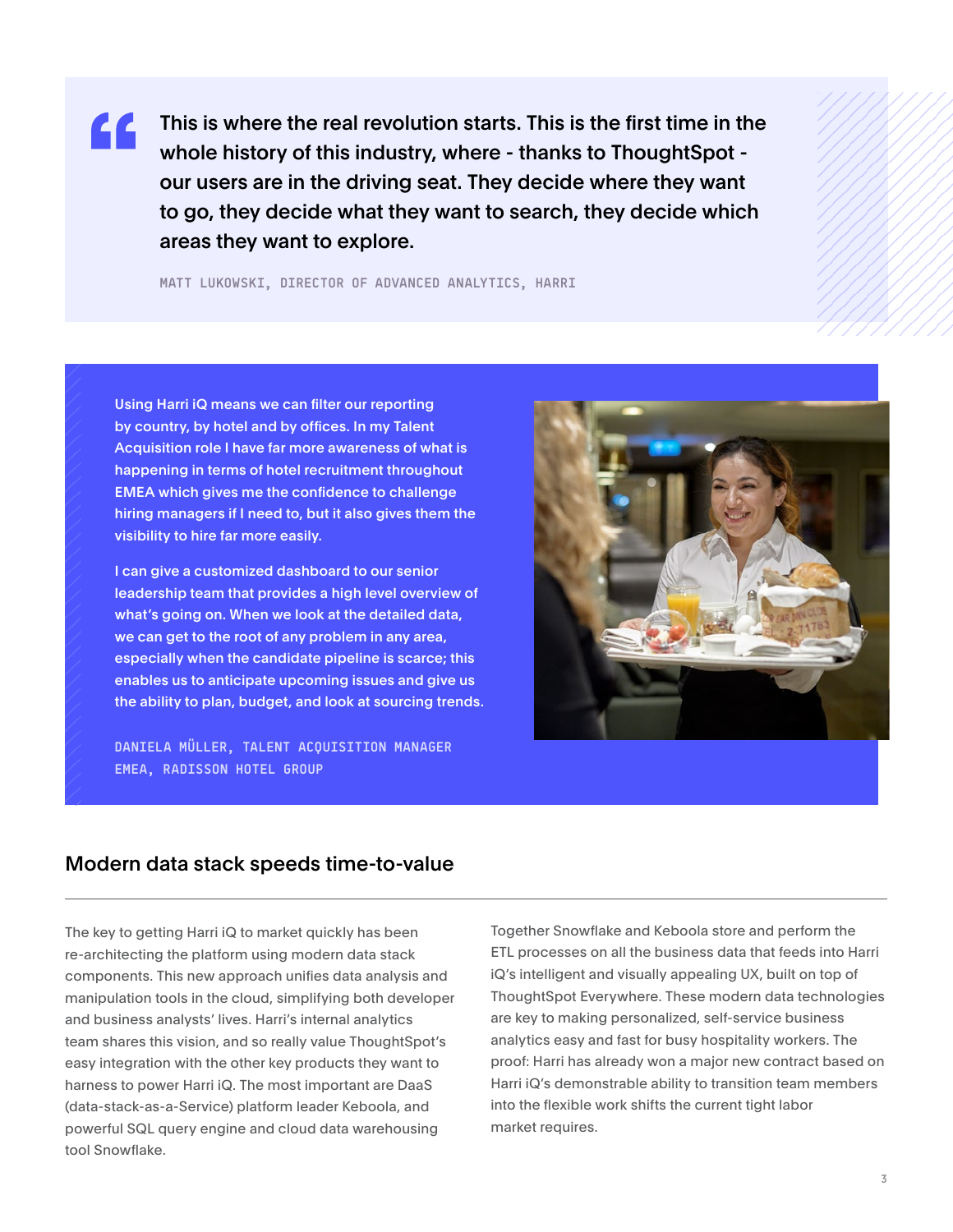> This is where the real revolution starts. This is the first time in the whole history of this industry, where - thanks to ThoughtSpot - our users are in the driving seat. They decide where they want to go, they decide what they want to search, they decide which areas they want to explore.
>
> MATT LUKOWSKI, DIRECTOR OF ADVANCED ANALYTICS, HARRI

> Using Harri iQ means we can filter our reporting by country, by hotel and by offices. In my Talent Acquisition role I have far more awareness of what is happening in terms of hotel recruitment throughout EMEA which gives me the confidence to challenge hiring managers if I need to, but it also gives them the visibility to hire far more easily.
>
> I can give a customized dashboard to our senior leadership team that provides a high level overview of what's going on. When we look at the detailed data, we can get to the root of any problem in any area, especially when the candidate pipeline is scarce; this enables us to anticipate upcoming issues and give us the ability to plan, budget, and look at sourcing trends.
>
> DANIELA MÜLLER, TALENT ACQUISITION MANAGER EMEA, RADISSON HOTEL GROUP

## Modern data stack speeds time-to-value

The key to getting Harri iQ to market quickly has been re-architecting the platform using modern data stack components. This new approach unifies data analysis and manipulation tools in the cloud, simplifying both developer and business analysts' lives. Harri's internal analytics team shares this vision, and so really value ThoughtSpot's easy integration with the other key products they want to harness to power Harri iQ. The most important are DaaS (data-stack-as-a-Service) platform leader Keboola, and powerful SQL query engine and cloud data warehousing tool Snowflake.

Together Snowflake and Keboola store and perform the ETL processes on all the business data that feeds into Harri iQ's intelligent and visually appealing UX, built on top of ThoughtSpot Everywhere. These modern data technologies are key to making personalized, self-service business analytics easy and fast for busy hospitality workers. The proof: Harri has already won a major new contract based on Harri iQ's demonstrable ability to transition team members into the flexible work shifts the current tight labor market requires.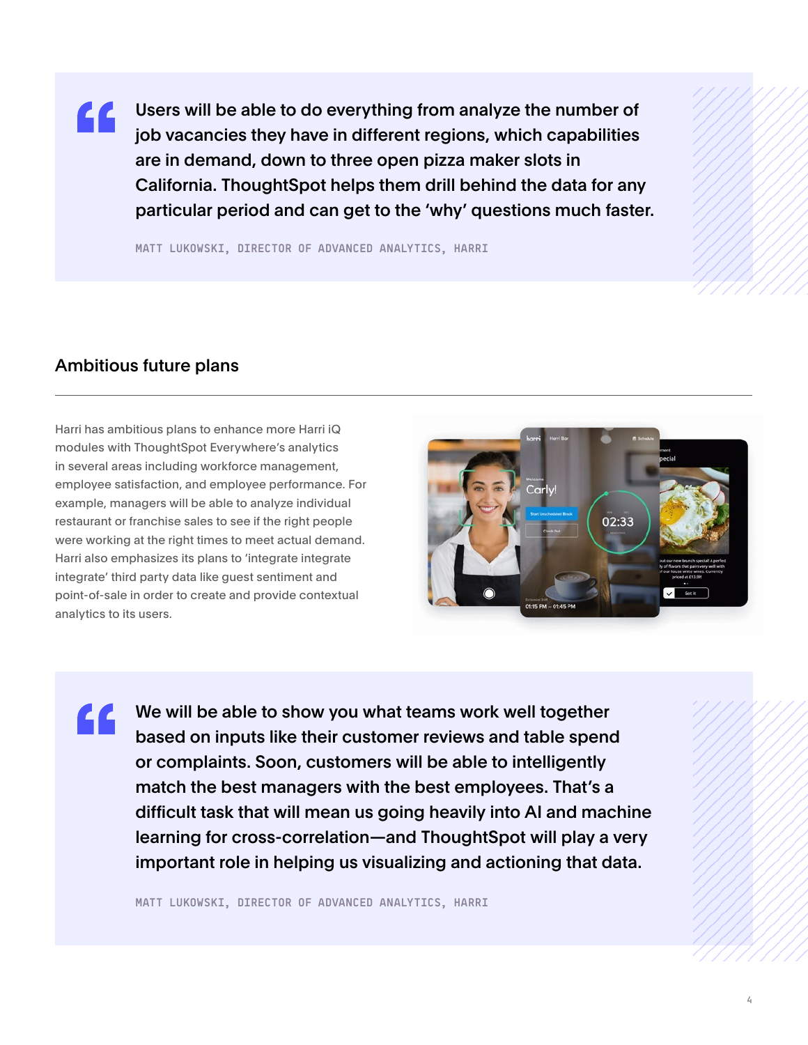> Users will be able to do everything from analyze the number of job vacancies they have in different regions, which capabilities are in demand, down to three open pizza maker slots in California. ThoughtSpot helps them drill behind the data for any particular period and can get to the 'why' questions much faster.
>
> MATT LUKOWSKI, DIRECTOR OF ADVANCED ANALYTICS, HARRI

## Ambitious future plans

Harri has ambitious plans to enhance more Harri iQ modules with ThoughtSpot Everywhere's analytics in several areas including workforce management, employee satisfaction, and employee performance. For example, managers will be able to analyze individual restaurant or franchise sales to see if the right people were working at the right times to meet actual demand. Harri also emphasizes its plans to 'integrate integrate integrate' third party data like guest sentiment and point-of-sale in order to create and provide contextual analytics to its users.

> We will be able to show you what teams work well together based on inputs like their customer reviews and table spend or complaints. Soon, customers will be able to intelligently match the best managers with the best employees. That's a difficult task that will mean us going heavily into AI and machine learning for cross-correlation—and ThoughtSpot will play a very important role in helping us visualizing and actioning that data.
>
> MATT LUKOWSKI, DIRECTOR OF ADVANCED ANALYTICS, HARRI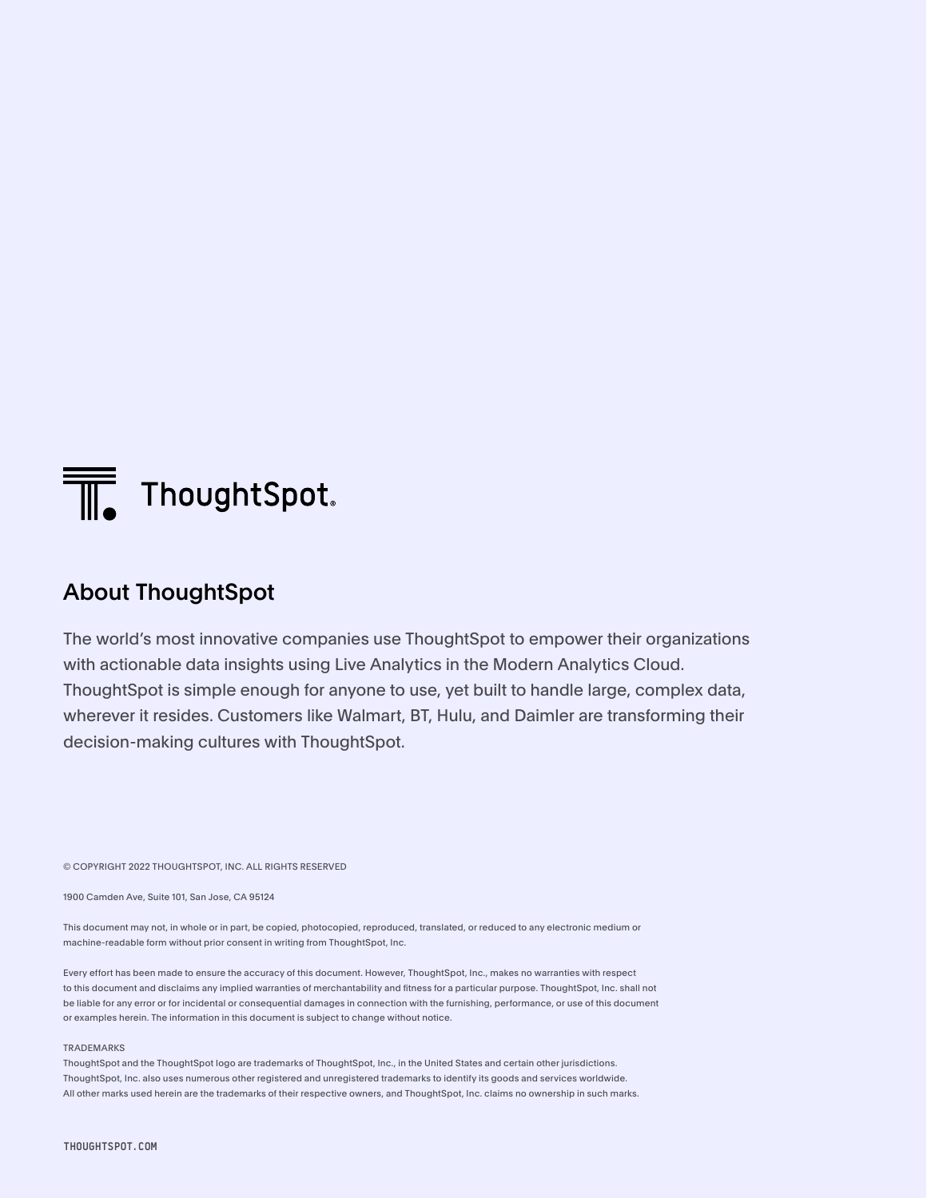ThoughtSpot.

## About ThoughtSpot

The world's most innovative companies use ThoughtSpot to empower their organizations with actionable data insights using Live Analytics in the Modern Analytics Cloud. ThoughtSpot is simple enough for anyone to use, yet built to handle large, complex data, wherever it resides. Customers like Walmart, BT, Hulu, and Daimler are transforming their decision-making cultures with ThoughtSpot.

© COPYRIGHT 2022 THOUGHTSPOT, INC. ALL RIGHTS RESERVED

1900 Camden Ave, Suite 101, San Jose, CA 95124

This document may not, in whole or in part, be copied, photocopied, reproduced, translated, or reduced to any electronic medium or machine-readable form without prior consent in writing from ThoughtSpot, Inc.

Every effort has been made to ensure the accuracy of this document. However, ThoughtSpot, Inc., makes no warranties with respect to this document and disclaims any implied warranties of merchantability and fitness for a particular purpose. ThoughtSpot, Inc. shall not be liable for any error or for incidental or consequential damages in connection with the furnishing, performance, or use of this document or examples herein. The information in this document is subject to change without notice.

TRADEMARKS
ThoughtSpot and the ThoughtSpot logo are trademarks of ThoughtSpot, Inc., in the United States and certain other jurisdictions. ThoughtSpot, Inc. also uses numerous other registered and unregistered trademarks to identify its goods and services worldwide. All other marks used herein are the trademarks of their respective owners, and ThoughtSpot, Inc. claims no ownership in such marks.

THOUGHTSPOT.COM